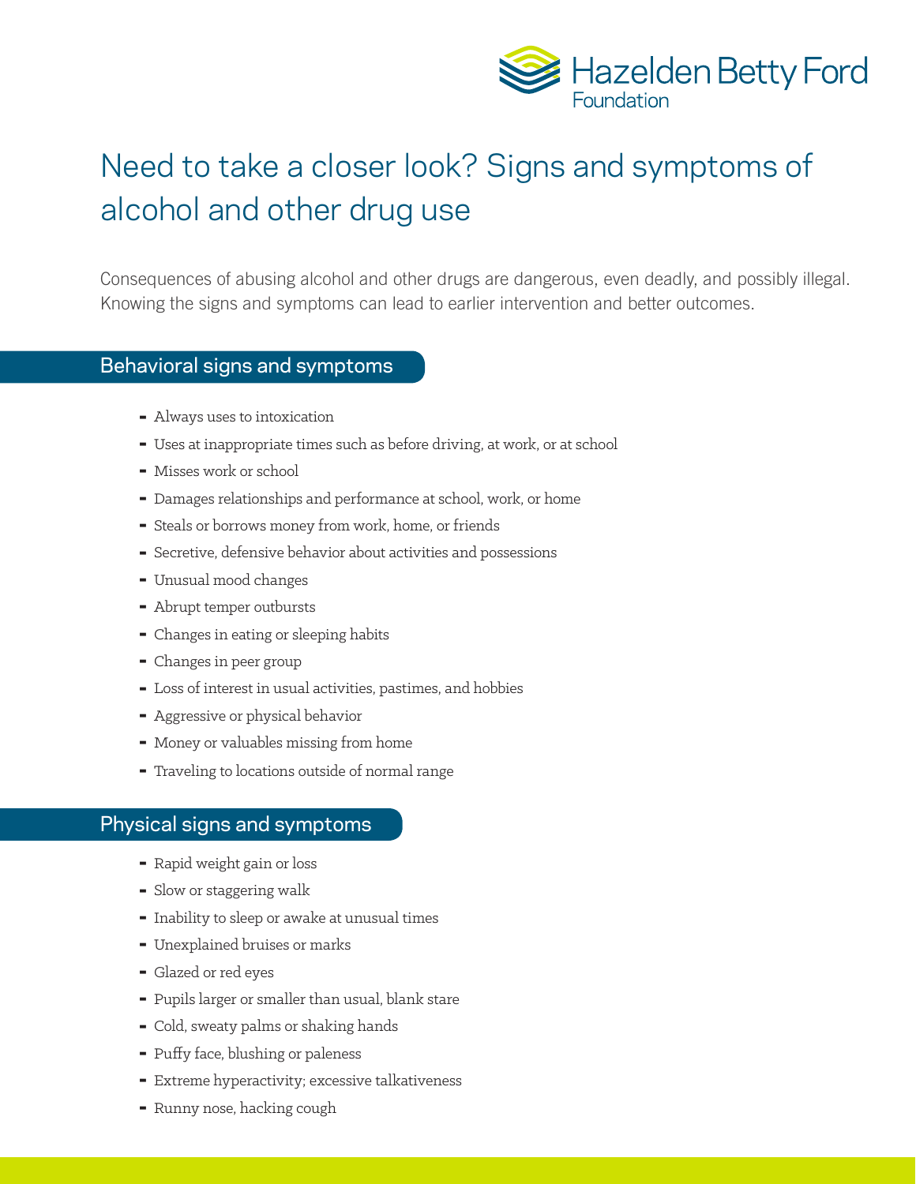Hazelden Betty Ford Foundation

# Need to take a closer look? Signs and symptoms of alcohol and other drug use

Consequences of abusing alcohol and other drugs are dangerous, even deadly, and possibly illegal. Knowing the signs and symptoms can lead to earlier intervention and better outcomes.

## Behavioral signs and symptoms

- Always uses to intoxication
- Uses at inappropriate times such as before driving, at work, or at school
- Misses work or school
- Damages relationships and performance at school, work, or home
- Steals or borrows money from work, home, or friends
- Secretive, defensive behavior about activities and possessions
- Unusual mood changes
- Abrupt temper outbursts
- Changes in eating or sleeping habits
- Changes in peer group
- Loss of interest in usual activities, pastimes, and hobbies
- Aggressive or physical behavior
- Money or valuables missing from home
- Traveling to locations outside of normal range

## Physical signs and symptoms

- Rapid weight gain or loss
- Slow or staggering walk
- Inability to sleep or awake at unusual times
- Unexplained bruises or marks
- Glazed or red eyes
- Pupils larger or smaller than usual, blank stare
- Cold, sweaty palms or shaking hands
- Puffy face, blushing or paleness
- Extreme hyperactivity; excessive talkativeness
- Runny nose, hacking cough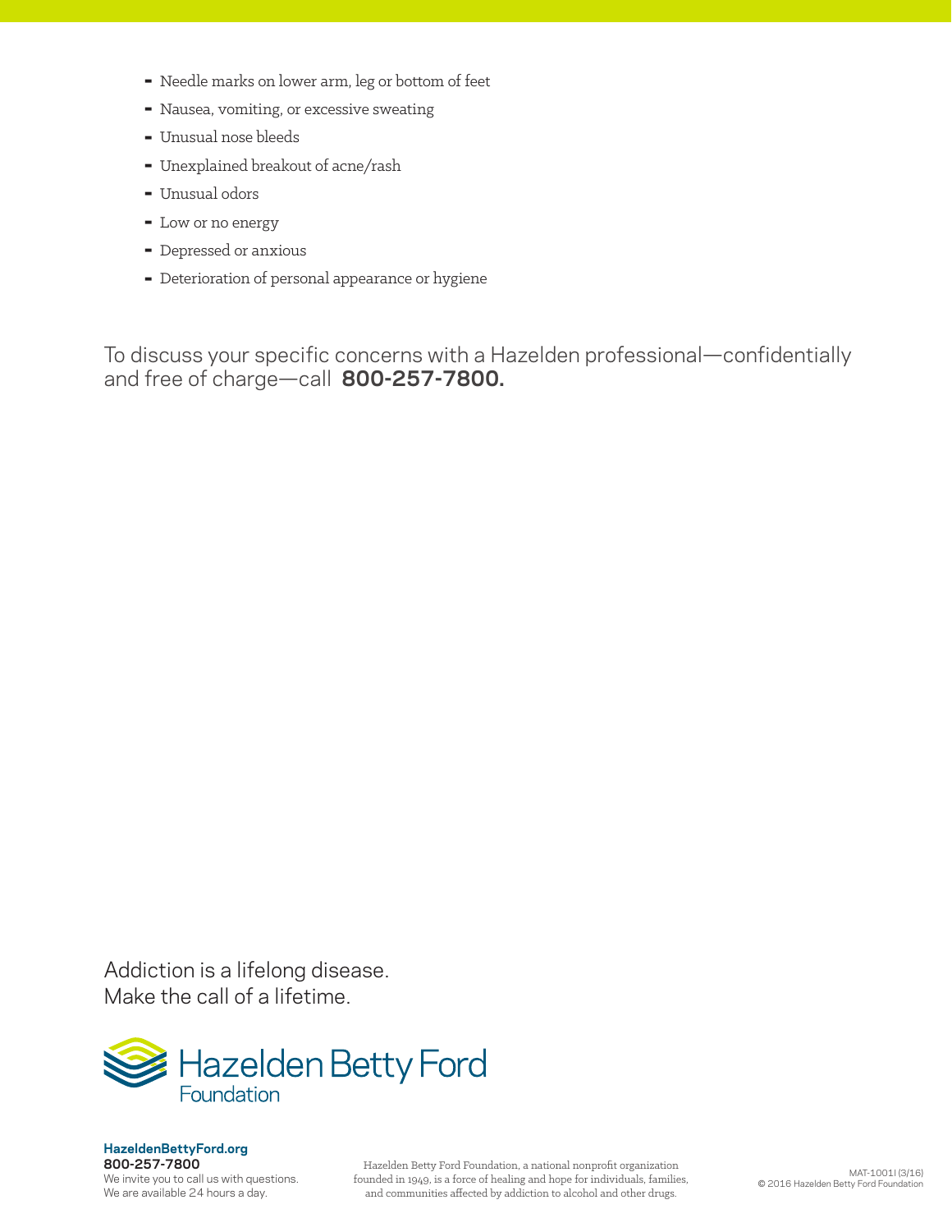- Needle marks on lower arm, leg or bottom of feet
- Nausea, vomiting, or excessive sweating
- Unusual nose bleeds
- Unexplained breakout of acne/rash
- Unusual odors
- Low or no energy
- Depressed or anxious
- Deterioration of personal appearance or hygiene

To discuss your specific concerns with a Hazelden professional—confidentially and free of charge—call **800-257-7800.**

Addiction is a lifelong disease.
Make the call of a lifetime.

Hazelden Betty Ford Foundation

**HazeldenBettyFord.org**
**800-257-7800**
We invite you to call us with questions.
We are available 24 hours a day.

Hazelden Betty Ford Foundation, a national nonprofit organization founded in 1949, is a force of healing and hope for individuals, families, and communities affected by addiction to alcohol and other drugs.

MAT-1001I (3/16)
© 2016 Hazelden Betty Ford Foundation